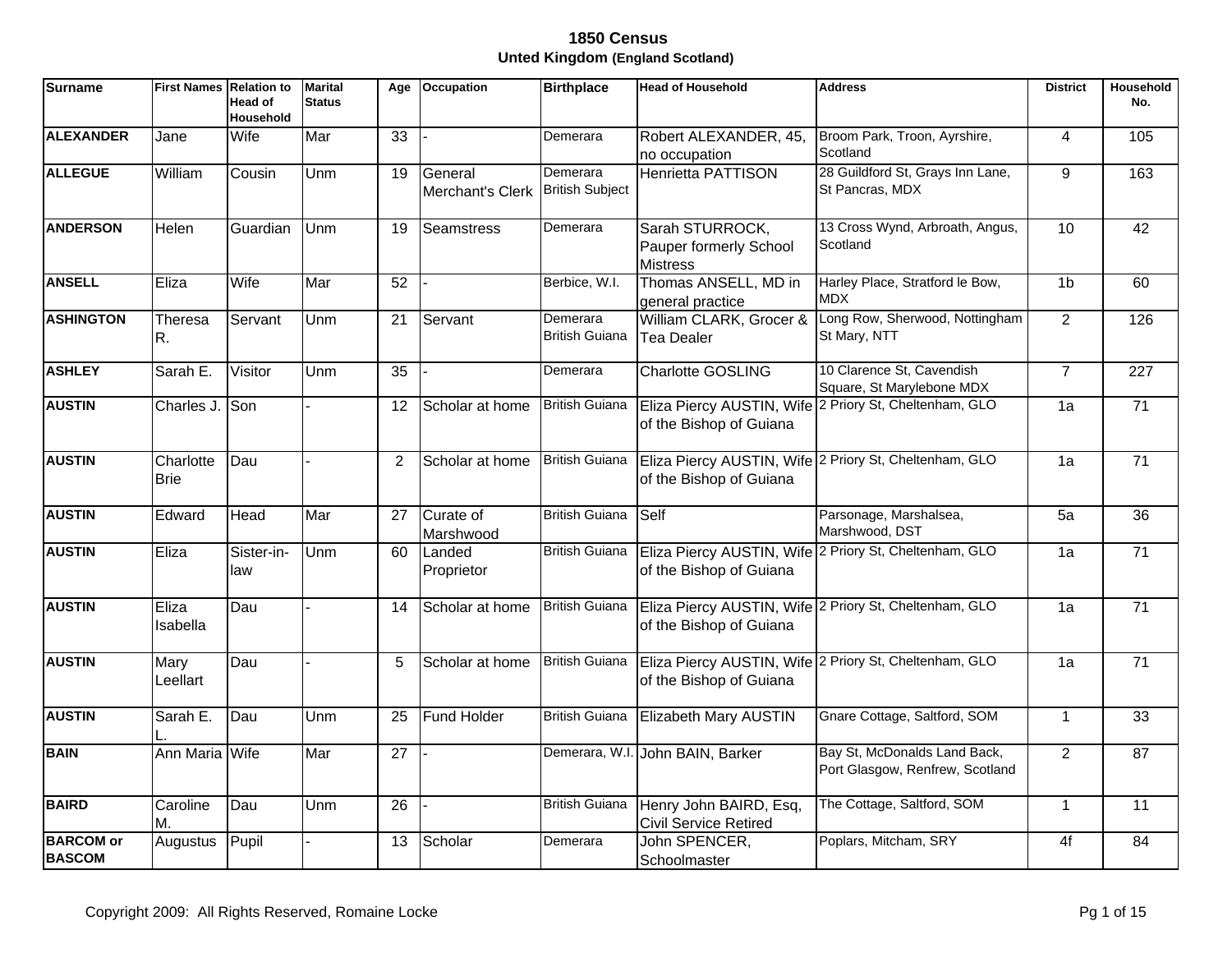# 1850 Census

## Unted Kingdom (England Scotland)

| Surname | First Names | Relation to Head of Household | Marital Status | Age | Occupation | Birthplace | Head of Household | Address | District | Household No. |
|---|---|---|---|---|---|---|---|---|---|---|
| **ALEXANDER** | Jane | Wife | Mar | 33 | - | Demerara | Robert ALEXANDER, 45, no occupation | Broom Park, Troon, Ayrshire, Scotland | 4 | 105 |
| **ALLEGUE** | William | Cousin | Unm | 19 | General Merchant's Clerk | Demerara British Subject | Henrietta PATTISON | 28 Guildford St, Grays Inn Lane, St Pancras, MDX | 9 | 163 |
| **ANDERSON** | Helen | Guardian | Unm | 19 | Seamstress | Demerara | Sarah STURROCK, Pauper formerly School Mistress | 13 Cross Wynd, Arbroath, Angus, Scotland | 10 | 42 |
| **ANSELL** | Eliza | Wife | Mar | 52 | - | Berbice, W.I. | Thomas ANSELL, MD in general practice | Harley Place, Stratford le Bow, MDX | 1b | 60 |
| **ASHINGTON** | Theresa R. | Servant | Unm | 21 | Servant | Demerara British Guiana | William CLARK, Grocer & Tea Dealer | Long Row, Sherwood, Nottingham St Mary, NTT | 2 | 126 |
| **ASHLEY** | Sarah E. | Visitor | Unm | 35 | - | Demerara | Charlotte GOSLING | 10 Clarence St, Cavendish Square, St Marylebone MDX | 7 | 227 |
| **AUSTIN** | Charles J. | Son | - | 12 | Scholar at home | British Guiana | Eliza Piercy AUSTIN, Wife of the Bishop of Guiana | 2 Priory St, Cheltenham, GLO | 1a | 71 |
| **AUSTIN** | Charlotte Brie | Dau | - | 2 | Scholar at home | British Guiana | Eliza Piercy AUSTIN, Wife of the Bishop of Guiana | 2 Priory St, Cheltenham, GLO | 1a | 71 |
| **AUSTIN** | Edward | Head | Mar | 27 | Curate of Marshwood | British Guiana | Self | Parsonage, Marshalsea, Marshwood, DST | 5a | 36 |
| **AUSTIN** | Eliza | Sister-in-law | Unm | 60 | Landed Proprietor | British Guiana | Eliza Piercy AUSTIN, Wife of the Bishop of Guiana | 2 Priory St, Cheltenham, GLO | 1a | 71 |
| **AUSTIN** | Eliza Isabella | Dau | - | 14 | Scholar at home | British Guiana | Eliza Piercy AUSTIN, Wife of the Bishop of Guiana | 2 Priory St, Cheltenham, GLO | 1a | 71 |
| **AUSTIN** | Mary Leellart | Dau | - | 5 | Scholar at home | British Guiana | Eliza Piercy AUSTIN, Wife of the Bishop of Guiana | 2 Priory St, Cheltenham, GLO | 1a | 71 |
| **AUSTIN** | Sarah E. L. | Dau | Unm | 25 | Fund Holder | British Guiana | Elizabeth Mary AUSTIN | Gnare Cottage, Saltford, SOM | 1 | 33 |
| **BAIN** | Ann Maria | Wife | Mar | 27 | - | Demerara, W.I. | John BAIN, Barker | Bay St, McDonalds Land Back, Port Glasgow, Renfrew, Scotland | 2 | 87 |
| **BAIRD** | Caroline M. | Dau | Unm | 26 | - | British Guiana | Henry John BAIRD, Esq, Civil Service Retired | The Cottage, Saltford, SOM | 1 | 11 |
| **BARCOM or BASCOM** | Augustus | Pupil | - | 13 | Scholar | Demerara | John SPENCER, Schoolmaster | Poplars, Mitcham, SRY | 4f | 84 |

Copyright 2009: All Rights Reserved, Romaine Locke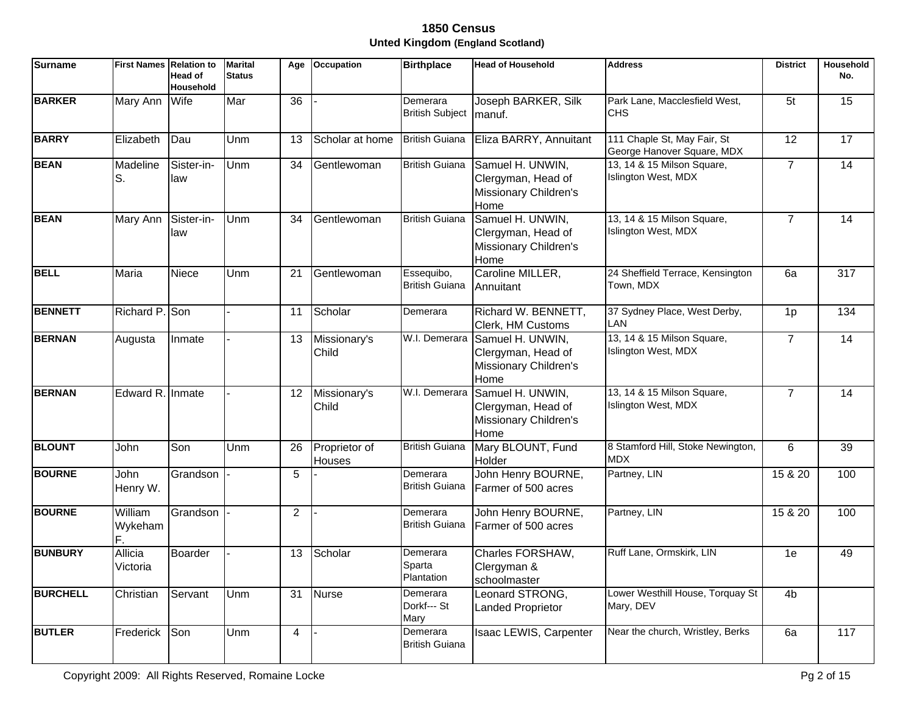# 1850 Census

## Unted Kingdom (England Scotland)

| Surname | First Names | Relation to Head of Household | Marital Status | Age | Occupation | Birthplace | Head of Household | Address | District | Household No. |
|---|---|---|---|---|---|---|---|---|---|---|
| **BARKER** | Mary Ann | Wife | Mar | 36 | - | Demerara British Subject | Joseph BARKER, Silk manuf. | Park Lane, Macclesfield West, CHS | 5t | 15 |
| **BARRY** | Elizabeth | Dau | Unm | 13 | Scholar at home | British Guiana | Eliza BARRY, Annuitant | 111 Chaple St, May Fair, St George Hanover Square, MDX | 12 | 17 |
| **BEAN** | Madeline S. | Sister-in-law | Unm | 34 | Gentlewoman | British Guiana | Samuel H. UNWIN, Clergyman, Head of Missionary Children's Home | 13, 14 & 15 Milson Square, Islington West, MDX | 7 | 14 |
| **BEAN** | Mary Ann | Sister-in-law | Unm | 34 | Gentlewoman | British Guiana | Samuel H. UNWIN, Clergyman, Head of Missionary Children's Home | 13, 14 & 15 Milson Square, Islington West, MDX | 7 | 14 |
| **BELL** | Maria | Niece | Unm | 21 | Gentlewoman | Essequibo, British Guiana | Caroline MILLER, Annuitant | 24 Sheffield Terrace, Kensington Town, MDX | 6a | 317 |
| **BENNETT** | Richard P. | Son | - | 11 | Scholar | Demerara | Richard W. BENNETT, Clerk, HM Customs | 37 Sydney Place, West Derby, LAN | 1p | 134 |
| **BERNAN** | Augusta | Inmate | - | 13 | Missionary's Child | W.I. Demerara | Samuel H. UNWIN, Clergyman, Head of Missionary Children's Home | 13, 14 & 15 Milson Square, Islington West, MDX | 7 | 14 |
| **BERNAN** | Edward R. | Inmate | - | 12 | Missionary's Child | W.I. Demerara | Samuel H. UNWIN, Clergyman, Head of Missionary Children's Home | 13, 14 & 15 Milson Square, Islington West, MDX | 7 | 14 |
| **BLOUNT** | John | Son | Unm | 26 | Proprietor of Houses | British Guiana | Mary BLOUNT, Fund Holder | 8 Stamford Hill, Stoke Newington, MDX | 6 | 39 |
| **BOURNE** | John Henry W. | Grandson | - | 5 | - | Demerara British Guiana | John Henry BOURNE, Farmer of 500 acres | Partney, LIN | 15 & 20 | 100 |
| **BOURNE** | William Wykeham F. | Grandson | - | 2 | - | Demerara British Guiana | John Henry BOURNE, Farmer of 500 acres | Partney, LIN | 15 & 20 | 100 |
| **BUNBURY** | Allicia Victoria | Boarder | - | 13 | Scholar | Demerara Sparta Plantation | Charles FORSHAW, Clergyman & schoolmaster | Ruff Lane, Ormskirk, LIN | 1e | 49 |
| **BURCHELL** | Christian | Servant | Unm | 31 | Nurse | Demerara Dorkf--- St Mary | Leonard STRONG, Landed Proprietor | Lower Westhill House, Torquay St Mary, DEV | 4b | |
| **BUTLER** | Frederick | Son | Unm | 4 | - | Demerara British Guiana | Isaac LEWIS, Carpenter | Near the church, Wristley, Berks | 6a | 117 |

Copyright 2009: All Rights Reserved, Romaine Locke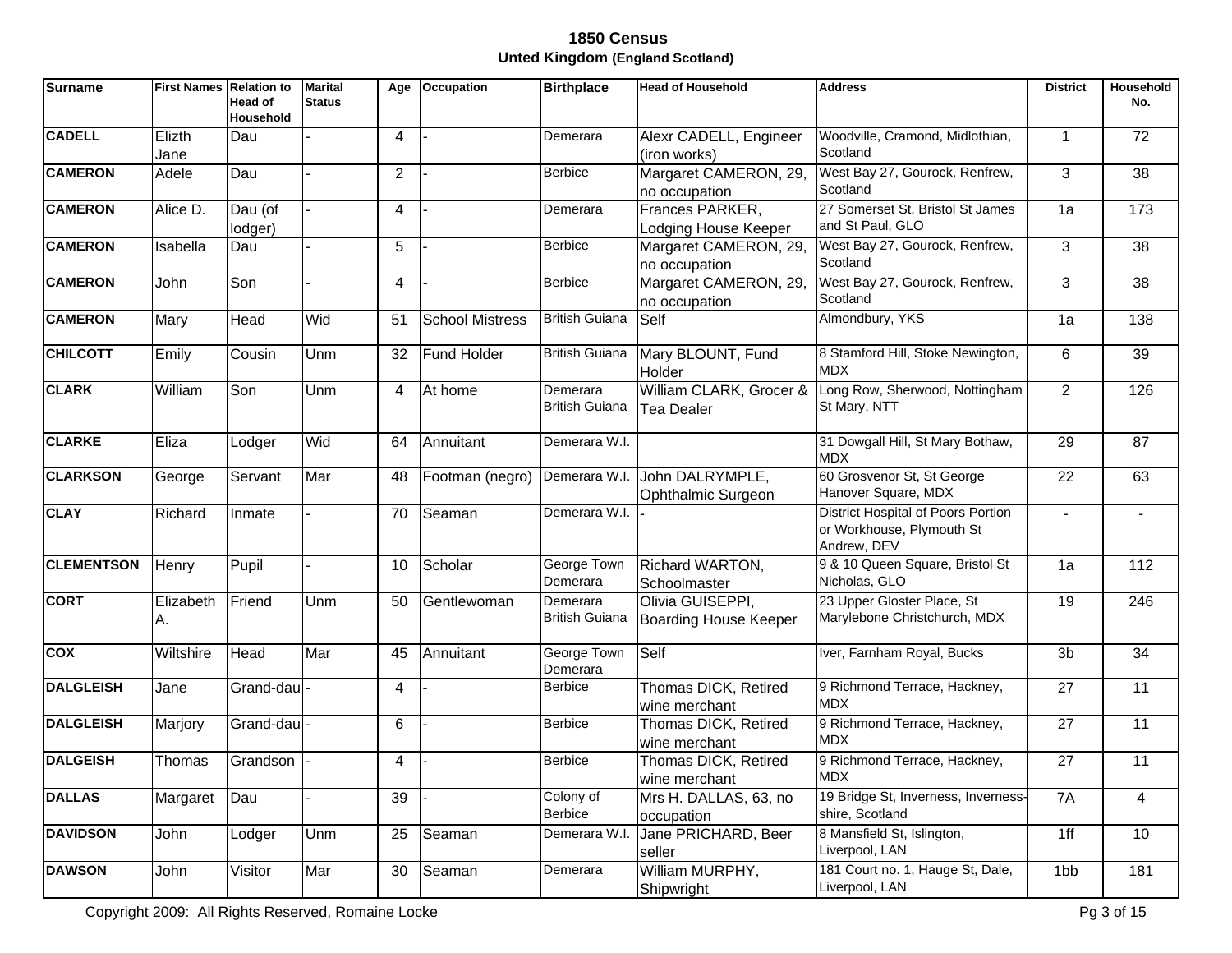# 1850 Census

## Unted Kingdom (England Scotland)

| Surname | First Names | Relation to Head of Household | Marital Status | Age | Occupation | Birthplace | Head of Household | Address | District | Household No. |
|---|---|---|---|---|---|---|---|---|---|---|
| **CADELL** | Elizth Jane | Dau | - | 4 | - | Demerara | Alexr CADELL, Engineer (iron works) | Woodville, Cramond, Midlothian, Scotland | 1 | 72 |
| **CAMERON** | Adele | Dau | - | 2 | - | Berbice | Margaret CAMERON, 29, no occupation | West Bay 27, Gourock, Renfrew, Scotland | 3 | 38 |
| **CAMERON** | Alice D. | Dau (of lodger) | - | 4 | - | Demerara | Frances PARKER, Lodging House Keeper | 27 Somerset St, Bristol St James and St Paul, GLO | 1a | 173 |
| **CAMERON** | Isabella | Dau | - | 5 | - | Berbice | Margaret CAMERON, 29, no occupation | West Bay 27, Gourock, Renfrew, Scotland | 3 | 38 |
| **CAMERON** | John | Son | - | 4 | - | Berbice | Margaret CAMERON, 29, no occupation | West Bay 27, Gourock, Renfrew, Scotland | 3 | 38 |
| **CAMERON** | Mary | Head | Wid | 51 | School Mistress | British Guiana | Self | Almondbury, YKS | 1a | 138 |
| **CHILCOTT** | Emily | Cousin | Unm | 32 | Fund Holder | British Guiana | Mary BLOUNT, Fund Holder | 8 Stamford Hill, Stoke Newington, MDX | 6 | 39 |
| **CLARK** | William | Son | Unm | 4 | At home | Demerara British Guiana | William CLARK, Grocer & Tea Dealer | Long Row, Sherwood, Nottingham St Mary, NTT | 2 | 126 |
| **CLARKE** | Eliza | Lodger | Wid | 64 | Annuitant | Demerara W.I. | | 31 Dowgall Hill, St Mary Bothaw, MDX | 29 | 87 |
| **CLARKSON** | George | Servant | Mar | 48 | Footman (negro) | Demerara W.I. | John DALRYMPLE, Ophthalmic Surgeon | 60 Grosvenor St, St George Hanover Square, MDX | 22 | 63 |
| **CLAY** | Richard | Inmate | - | 70 | Seaman | Demerara W.I. | - | District Hospital of Poors Portion or Workhouse, Plymouth St Andrew, DEV | - | - |
| **CLEMENTSON** | Henry | Pupil | - | 10 | Scholar | George Town Demerara | Richard WARTON, Schoolmaster | 9 & 10 Queen Square, Bristol St Nicholas, GLO | 1a | 112 |
| **CORT** | Elizabeth A. | Friend | Unm | 50 | Gentlewoman | Demerara British Guiana | Olivia GUISEPPI, Boarding House Keeper | 23 Upper Gloster Place, St Marylebone Christchurch, MDX | 19 | 246 |
| **COX** | Wiltshire | Head | Mar | 45 | Annuitant | George Town Demerara | Self | Iver, Farnham Royal, Bucks | 3b | 34 |
| **DALGLEISH** | Jane | Grand-dau | - | 4 | - | Berbice | Thomas DICK, Retired wine merchant | 9 Richmond Terrace, Hackney, MDX | 27 | 11 |
| **DALGLEISH** | Marjory | Grand-dau | - | 6 | - | Berbice | Thomas DICK, Retired wine merchant | 9 Richmond Terrace, Hackney, MDX | 27 | 11 |
| **DALGEISH** | Thomas | Grandson | - | 4 | - | Berbice | Thomas DICK, Retired wine merchant | 9 Richmond Terrace, Hackney, MDX | 27 | 11 |
| **DALLAS** | Margaret | Dau | - | 39 | - | Colony of Berbice | Mrs H. DALLAS, 63, no occupation | 19 Bridge St, Inverness, Inverness-shire, Scotland | 7A | 4 |
| **DAVIDSON** | John | Lodger | Unm | 25 | Seaman | Demerara W.I. | Jane PRICHARD, Beer seller | 8 Mansfield St, Islington, Liverpool, LAN | 1ff | 10 |
| **DAWSON** | John | Visitor | Mar | 30 | Seaman | Demerara | William MURPHY, Shipwright | 181 Court no. 1, Hauge St, Dale, Liverpool, LAN | 1bb | 181 |

Copyright 2009: All Rights Reserved, Romaine Locke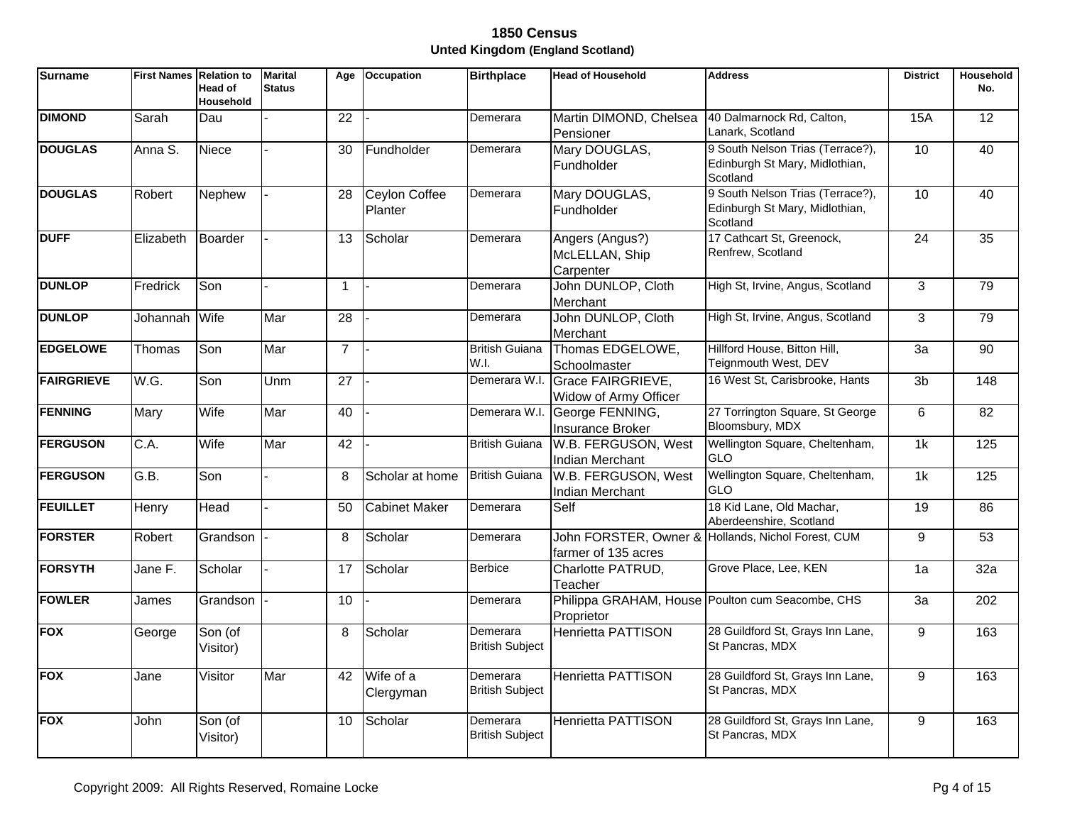# 1850 Census

## Unted Kingdom (England Scotland)

| Surname | First Names | Relation to Head of Household | Marital Status | Age | Occupation | Birthplace | Head of Household | Address | District | Household No. |
|---|---|---|---|---|---|---|---|---|---|---|
| **DIMOND** | Sarah | Dau | - | 22 | - | Demerara | Martin DIMOND, Chelsea Pensioner | 40 Dalmarnock Rd, Calton, Lanark, Scotland | 15A | 12 |
| **DOUGLAS** | Anna S. | Niece | - | 30 | Fundholder | Demerara | Mary DOUGLAS, Fundholder | 9 South Nelson Trias (Terrace?), Edinburgh St Mary, Midlothian, Scotland | 10 | 40 |
| **DOUGLAS** | Robert | Nephew | - | 28 | Ceylon Coffee Planter | Demerara | Mary DOUGLAS, Fundholder | 9 South Nelson Trias (Terrace?), Edinburgh St Mary, Midlothian, Scotland | 10 | 40 |
| **DUFF** | Elizabeth | Boarder | - | 13 | Scholar | Demerara | Angers (Angus?) McLELLAN, Ship Carpenter | 17 Cathcart St, Greenock, Renfrew, Scotland | 24 | 35 |
| **DUNLOP** | Fredrick | Son | - | 1 | - | Demerara | John DUNLOP, Cloth Merchant | High St, Irvine, Angus, Scotland | 3 | 79 |
| **DUNLOP** | Johannah | Wife | Mar | 28 | - | Demerara | John DUNLOP, Cloth Merchant | High St, Irvine, Angus, Scotland | 3 | 79 |
| **EDGELOWE** | Thomas | Son | Mar | 7 | - | British Guiana W.I. | Thomas EDGELOWE, Schoolmaster | Hillford House, Bitton Hill, Teignmouth West, DEV | 3a | 90 |
| **FAIRGRIEVE** | W.G. | Son | Unm | 27 | - | Demerara W.I. | Grace FAIRGRIEVE, Widow of Army Officer | 16 West St, Carisbrooke, Hants | 3b | 148 |
| **FENNING** | Mary | Wife | Mar | 40 | - | Demerara W.I. | George FENNING, Insurance Broker | 27 Torrington Square, St George Bloomsbury, MDX | 6 | 82 |
| **FERGUSON** | C.A. | Wife | Mar | 42 | - | British Guiana | W.B. FERGUSON, West Indian Merchant | Wellington Square, Cheltenham, GLO | 1k | 125 |
| **FERGUSON** | G.B. | Son | - | 8 | Scholar at home | British Guiana | W.B. FERGUSON, West Indian Merchant | Wellington Square, Cheltenham, GLO | 1k | 125 |
| **FEUILLET** | Henry | Head | - | 50 | Cabinet Maker | Demerara | Self | 18 Kid Lane, Old Machar, Aberdeenshire, Scotland | 19 | 86 |
| **FORSTER** | Robert | Grandson | - | 8 | Scholar | Demerara | John FORSTER, Owner & farmer of 135 acres | Hollands, Nichol Forest, CUM | 9 | 53 |
| **FORSYTH** | Jane F. | Scholar | - | 17 | Scholar | Berbice | Charlotte PATRUD, Teacher | Grove Place, Lee, KEN | 1a | 32a |
| **FOWLER** | James | Grandson | - | 10 | - | Demerara | Philippa GRAHAM, House Proprietor | Poulton cum Seacombe, CHS | 3a | 202 |
| **FOX** | George | Son (of Visitor) | | 8 | Scholar | Demerara British Subject | Henrietta PATTISON | 28 Guildford St, Grays Inn Lane, St Pancras, MDX | 9 | 163 |
| **FOX** | Jane | Visitor | Mar | 42 | Wife of a Clergyman | Demerara British Subject | Henrietta PATTISON | 28 Guildford St, Grays Inn Lane, St Pancras, MDX | 9 | 163 |
| **FOX** | John | Son (of Visitor) | | 10 | Scholar | Demerara British Subject | Henrietta PATTISON | 28 Guildford St, Grays Inn Lane, St Pancras, MDX | 9 | 163 |

Copyright 2009: All Rights Reserved, Romaine Locke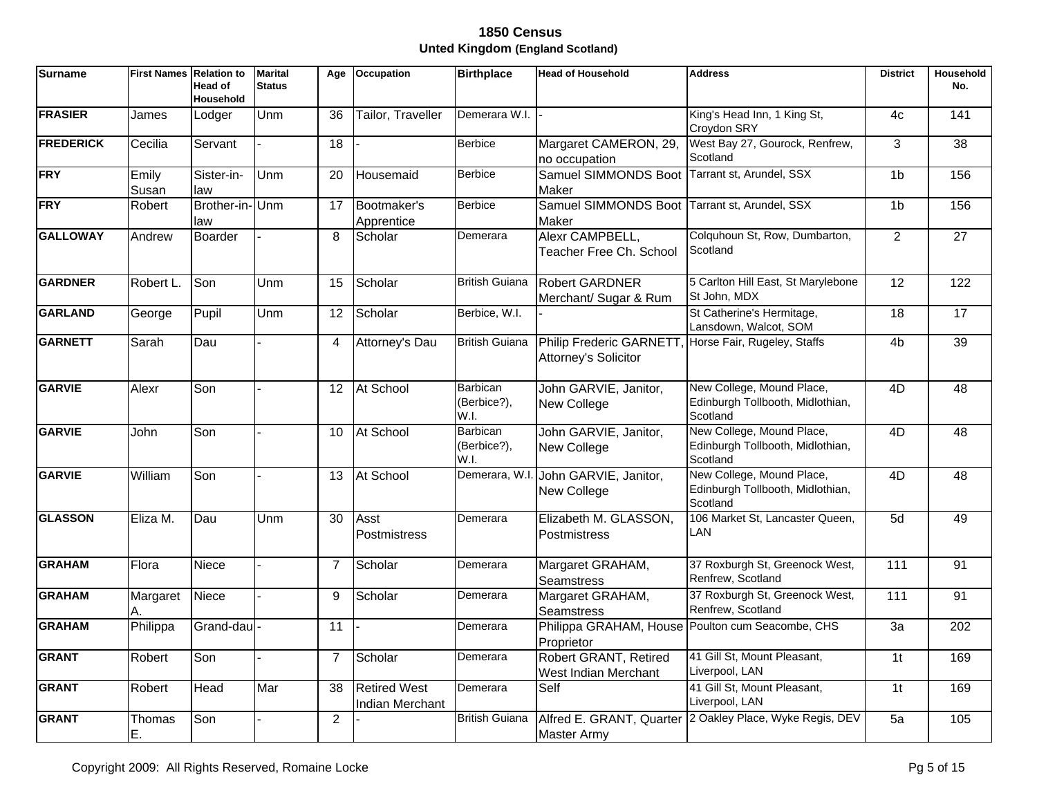# 1850 Census

## Unted Kingdom (England Scotland)

| Surname | First Names | Relation to Head of Household | Marital Status | Age | Occupation | Birthplace | Head of Household | Address | District | Household No. |
|---|---|---|---|---|---|---|---|---|---|---|
| **FRASIER** | James | Lodger | Unm | 36 | Tailor, Traveller | Demerara W.I. | - | King's Head Inn, 1 King St, Croydon SRY | 4c | 141 |
| **FREDERICK** | Cecilia | Servant | - | 18 | - | Berbice | Margaret CAMERON, 29, no occupation | West Bay 27, Gourock, Renfrew, Scotland | 3 | 38 |
| **FRY** | Emily Susan | Sister-in-law | Unm | 20 | Housemaid | Berbice | Samuel SIMMONDS Boot Maker | Tarrant st, Arundel, SSX | 1b | 156 |
| **FRY** | Robert | Brother-in-law | Unm | 17 | Bootmaker's Apprentice | Berbice | Samuel SIMMONDS Boot Maker | Tarrant st, Arundel, SSX | 1b | 156 |
| **GALLOWAY** | Andrew | Boarder | - | 8 | Scholar | Demerara | Alexr CAMPBELL, Teacher Free Ch. School | Colquhoun St, Row, Dumbarton, Scotland | 2 | 27 |
| **GARDNER** | Robert L. | Son | Unm | 15 | Scholar | British Guiana | Robert GARDNER Merchant/ Sugar & Rum | 5 Carlton Hill East, St Marylebone St John, MDX | 12 | 122 |
| **GARLAND** | George | Pupil | Unm | 12 | Scholar | Berbice, W.I. | - | St Catherine's Hermitage, Lansdown, Walcot, SOM | 18 | 17 |
| **GARNETT** | Sarah | Dau | - | 4 | Attorney's Dau | British Guiana | Philip Frederic GARNETT, Attorney's Solicitor | Horse Fair, Rugeley, Staffs | 4b | 39 |
| **GARVIE** | Alexr | Son | - | 12 | At School | Barbican (Berbice?), W.I. | John GARVIE, Janitor, New College | New College, Mound Place, Edinburgh Tollbooth, Midlothian, Scotland | 4D | 48 |
| **GARVIE** | John | Son | - | 10 | At School | Barbican (Berbice?), W.I. | John GARVIE, Janitor, New College | New College, Mound Place, Edinburgh Tollbooth, Midlothian, Scotland | 4D | 48 |
| **GARVIE** | William | Son | - | 13 | At School | Demerara, W.I. | John GARVIE, Janitor, New College | New College, Mound Place, Edinburgh Tollbooth, Midlothian, Scotland | 4D | 48 |
| **GLASSON** | Eliza M. | Dau | Unm | 30 | Asst Postmistress | Demerara | Elizabeth M. GLASSON, Postmistress | 106 Market St, Lancaster Queen, LAN | 5d | 49 |
| **GRAHAM** | Flora | Niece | - | 7 | Scholar | Demerara | Margaret GRAHAM, Seamstress | 37 Roxburgh St, Greenock West, Renfrew, Scotland | 111 | 91 |
| **GRAHAM** | Margaret A. | Niece | - | 9 | Scholar | Demerara | Margaret GRAHAM, Seamstress | 37 Roxburgh St, Greenock West, Renfrew, Scotland | 111 | 91 |
| **GRAHAM** | Philippa | Grand-dau | - | 11 | - | Demerara | Philippa GRAHAM, House Proprietor | Poulton cum Seacombe, CHS | 3a | 202 |
| **GRANT** | Robert | Son | - | 7 | Scholar | Demerara | Robert GRANT, Retired West Indian Merchant | 41 Gill St, Mount Pleasant, Liverpool, LAN | 1t | 169 |
| **GRANT** | Robert | Head | Mar | 38 | Retired West Indian Merchant | Demerara | Self | 41 Gill St, Mount Pleasant, Liverpool, LAN | 1t | 169 |
| **GRANT** | Thomas E. | Son | - | 2 | - | British Guiana | Alfred E. GRANT, Quarter Master Army | 2 Oakley Place, Wyke Regis, DEV | 5a | 105 |

Copyright 2009: All Rights Reserved, Romaine Locke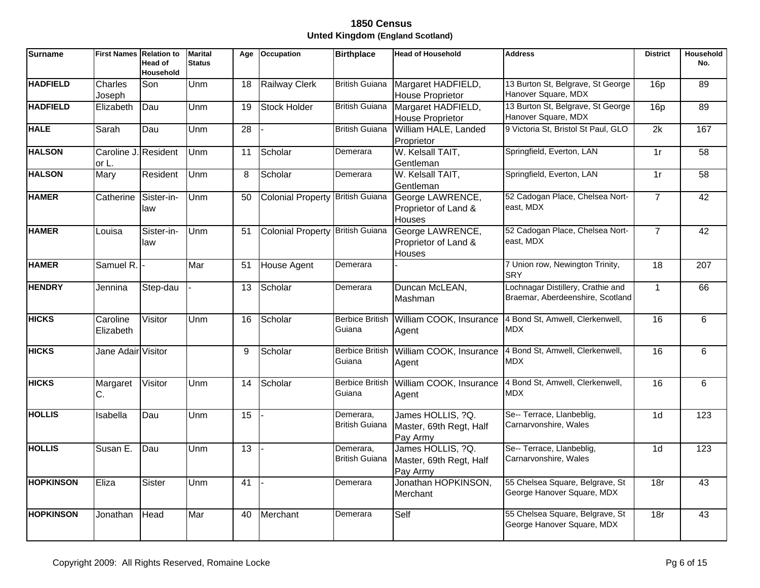# 1850 Census

## Unted Kingdom (England Scotland)

| Surname | First Names | Relation to Head of Household | Marital Status | Age | Occupation | Birthplace | Head of Household | Address | District | Household No. |
|---|---|---|---|---|---|---|---|---|---|---|
| **HADFIELD** | Charles Joseph | Son | Unm | 18 | Railway Clerk | British Guiana | Margaret HADFIELD, House Proprietor | 13 Burton St, Belgrave, St George Hanover Square, MDX | 16p | 89 |
| **HADFIELD** | Elizabeth | Dau | Unm | 19 | Stock Holder | British Guiana | Margaret HADFIELD, House Proprietor | 13 Burton St, Belgrave, St George Hanover Square, MDX | 16p | 89 |
| **HALE** | Sarah | Dau | Unm | 28 | - | British Guiana | William HALE, Landed Proprietor | 9 Victoria St, Bristol St Paul, GLO | 2k | 167 |
| **HALSON** | Caroline J. or L. | Resident | Unm | 11 | Scholar | Demerara | W. Kelsall TAIT, Gentleman | Springfield, Everton, LAN | 1r | 58 |
| **HALSON** | Mary | Resident | Unm | 8 | Scholar | Demerara | W. Kelsall TAIT, Gentleman | Springfield, Everton, LAN | 1r | 58 |
| **HAMER** | Catherine | Sister-in-law | Unm | 50 | Colonial Property | British Guiana | George LAWRENCE, Proprietor of Land & Houses | 52 Cadogan Place, Chelsea Nort-east, MDX | 7 | 42 |
| **HAMER** | Louisa | Sister-in-law | Unm | 51 | Colonial Property | British Guiana | George LAWRENCE, Proprietor of Land & Houses | 52 Cadogan Place, Chelsea Nort-east, MDX | 7 | 42 |
| **HAMER** | Samuel R. | - | Mar | 51 | House Agent | Demerara | - | 7 Union row, Newington Trinity, SRY | 18 | 207 |
| **HENDRY** | Jennina | Step-dau | - | 13 | Scholar | Demerara | Duncan McLEAN, Mashman | Lochnagar Distillery, Crathie and Braemar, Aberdeenshire, Scotland | 1 | 66 |
| **HICKS** | Caroline Elizabeth | Visitor | Unm | 16 | Scholar | Berbice British Guiana | William COOK, Insurance Agent | 4 Bond St, Amwell, Clerkenwell, MDX | 16 | 6 |
| **HICKS** | Jane Adair | Visitor | | 9 | Scholar | Berbice British Guiana | William COOK, Insurance Agent | 4 Bond St, Amwell, Clerkenwell, MDX | 16 | 6 |
| **HICKS** | Margaret C. | Visitor | Unm | 14 | Scholar | Berbice British Guiana | William COOK, Insurance Agent | 4 Bond St, Amwell, Clerkenwell, MDX | 16 | 6 |
| **HOLLIS** | Isabella | Dau | Unm | 15 | - | Demerara, British Guiana | James HOLLIS, ?Q. Master, 69th Regt, Half Pay Army | Se-- Terrace, Llanbeblig, Carnarvonshire, Wales | 1d | 123 |
| **HOLLIS** | Susan E. | Dau | Unm | 13 | - | Demerara, British Guiana | James HOLLIS, ?Q. Master, 69th Regt, Half Pay Army | Se-- Terrace, Llanbeblig, Carnarvonshire, Wales | 1d | 123 |
| **HOPKINSON** | Eliza | Sister | Unm | 41 | - | Demerara | Jonathan HOPKINSON, Merchant | 55 Chelsea Square, Belgrave, St George Hanover Square, MDX | 18r | 43 |
| **HOPKINSON** | Jonathan | Head | Mar | 40 | Merchant | Demerara | Self | 55 Chelsea Square, Belgrave, St George Hanover Square, MDX | 18r | 43 |

Copyright 2009: All Rights Reserved, Romaine Locke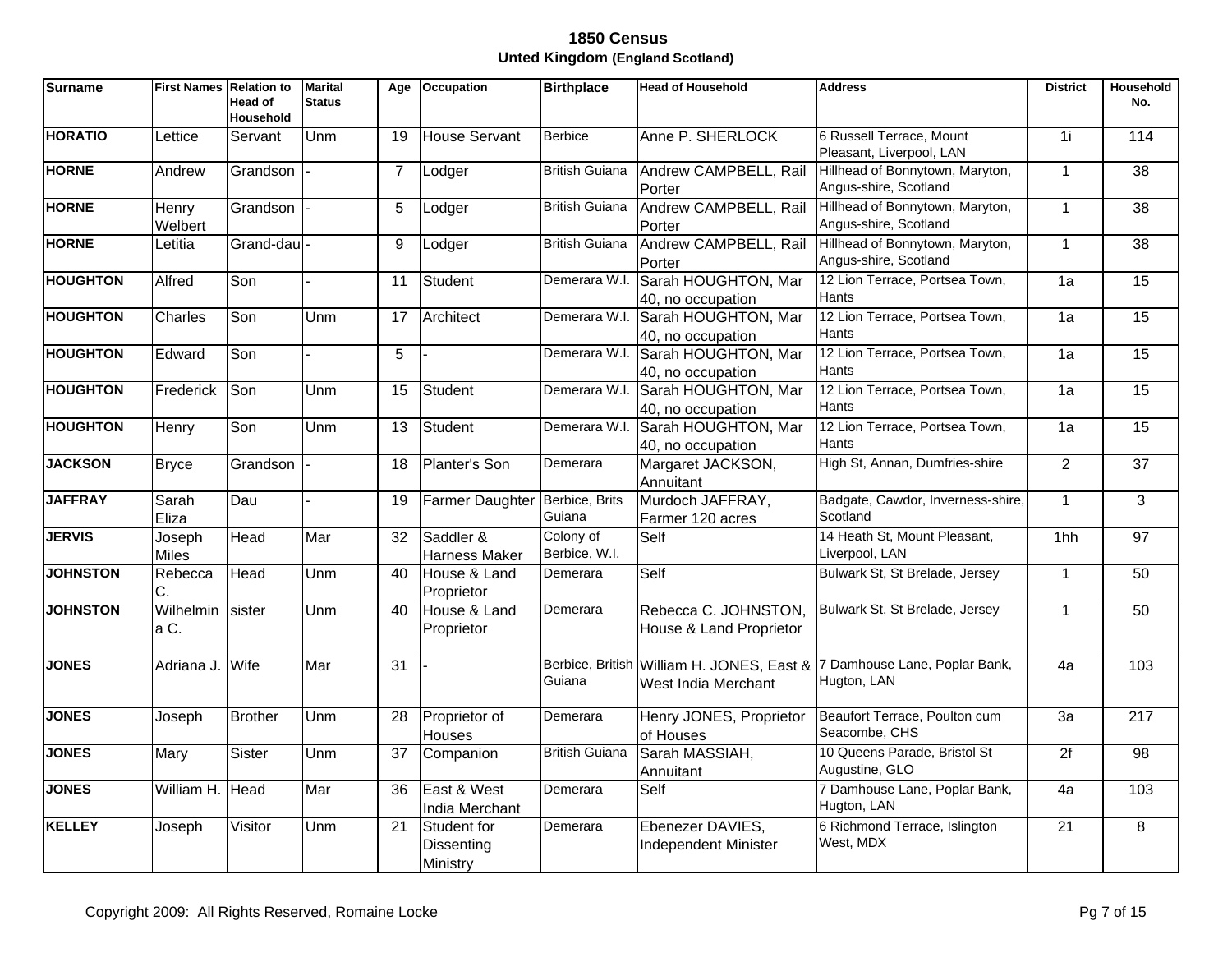# 1850 Census

## Unted Kingdom (England Scotland)

| Surname | First Names | Relation to Head of Household | Marital Status | Age | Occupation | Birthplace | Head of Household | Address | District | Household No. |
|---|---|---|---|---|---|---|---|---|---|---|
| **HORATIO** | Lettice | Servant | Unm | 19 | House Servant | Berbice | Anne P. SHERLOCK | 6 Russell Terrace, Mount Pleasant, Liverpool, LAN | 1i | 114 |
| **HORNE** | Andrew | Grandson | - | 7 | Lodger | British Guiana | Andrew CAMPBELL, Rail Porter | Hillhead of Bonnytown, Maryton, Angus-shire, Scotland | 1 | 38 |
| **HORNE** | Henry Welbert | Grandson | - | 5 | Lodger | British Guiana | Andrew CAMPBELL, Rail Porter | Hillhead of Bonnytown, Maryton, Angus-shire, Scotland | 1 | 38 |
| **HORNE** | Letitia | Grand-dau | - | 9 | Lodger | British Guiana | Andrew CAMPBELL, Rail Porter | Hillhead of Bonnytown, Maryton, Angus-shire, Scotland | 1 | 38 |
| **HOUGHTON** | Alfred | Son | - | 11 | Student | Demerara W.I. | Sarah HOUGHTON, Mar 40, no occupation | 12 Lion Terrace, Portsea Town, Hants | 1a | 15 |
| **HOUGHTON** | Charles | Son | Unm | 17 | Architect | Demerara W.I. | Sarah HOUGHTON, Mar 40, no occupation | 12 Lion Terrace, Portsea Town, Hants | 1a | 15 |
| **HOUGHTON** | Edward | Son | - | 5 | - | Demerara W.I. | Sarah HOUGHTON, Mar 40, no occupation | 12 Lion Terrace, Portsea Town, Hants | 1a | 15 |
| **HOUGHTON** | Frederick | Son | Unm | 15 | Student | Demerara W.I. | Sarah HOUGHTON, Mar 40, no occupation | 12 Lion Terrace, Portsea Town, Hants | 1a | 15 |
| **HOUGHTON** | Henry | Son | Unm | 13 | Student | Demerara W.I. | Sarah HOUGHTON, Mar 40, no occupation | 12 Lion Terrace, Portsea Town, Hants | 1a | 15 |
| **JACKSON** | Bryce | Grandson | - | 18 | Planter's Son | Demerara | Margaret JACKSON, Annuitant | High St, Annan, Dumfries-shire | 2 | 37 |
| **JAFFRAY** | Sarah Eliza | Dau | - | 19 | Farmer Daughter | Berbice, Brits Guiana | Murdoch JAFFRAY, Farmer 120 acres | Badgate, Cawdor, Inverness-shire, Scotland | 1 | 3 |
| **JERVIS** | Joseph Miles | Head | Mar | 32 | Saddler & Harness Maker | Colony of Berbice, W.I. | Self | 14 Heath St, Mount Pleasant, Liverpool, LAN | 1hh | 97 |
| **JOHNSTON** | Rebecca C. | Head | Unm | 40 | House & Land Proprietor | Demerara | Self | Bulwark St, St Brelade, Jersey | 1 | 50 |
| **JOHNSTON** | Wilhelmina C. | sister | Unm | 40 | House & Land Proprietor | Demerara | Rebecca C. JOHNSTON, House & Land Proprietor | Bulwark St, St Brelade, Jersey | 1 | 50 |
| **JONES** | Adriana J. | Wife | Mar | 31 | - | Berbice, British Guiana | William H. JONES, East & West India Merchant | 7 Damhouse Lane, Poplar Bank, Hugton, LAN | 4a | 103 |
| **JONES** | Joseph | Brother | Unm | 28 | Proprietor of Houses | Demerara | Henry JONES, Proprietor of Houses | Beaufort Terrace, Poulton cum Seacombe, CHS | 3a | 217 |
| **JONES** | Mary | Sister | Unm | 37 | Companion | British Guiana | Sarah MASSIAH, Annuitant | 10 Queens Parade, Bristol St Augustine, GLO | 2f | 98 |
| **JONES** | William H. | Head | Mar | 36 | East & West India Merchant | Demerara | Self | 7 Damhouse Lane, Poplar Bank, Hugton, LAN | 4a | 103 |
| **KELLEY** | Joseph | Visitor | Unm | 21 | Student for Dissenting Ministry | Demerara | Ebenezer DAVIES, Independent Minister | 6 Richmond Terrace, Islington West, MDX | 21 | 8 |

Copyright 2009: All Rights Reserved, Romaine Locke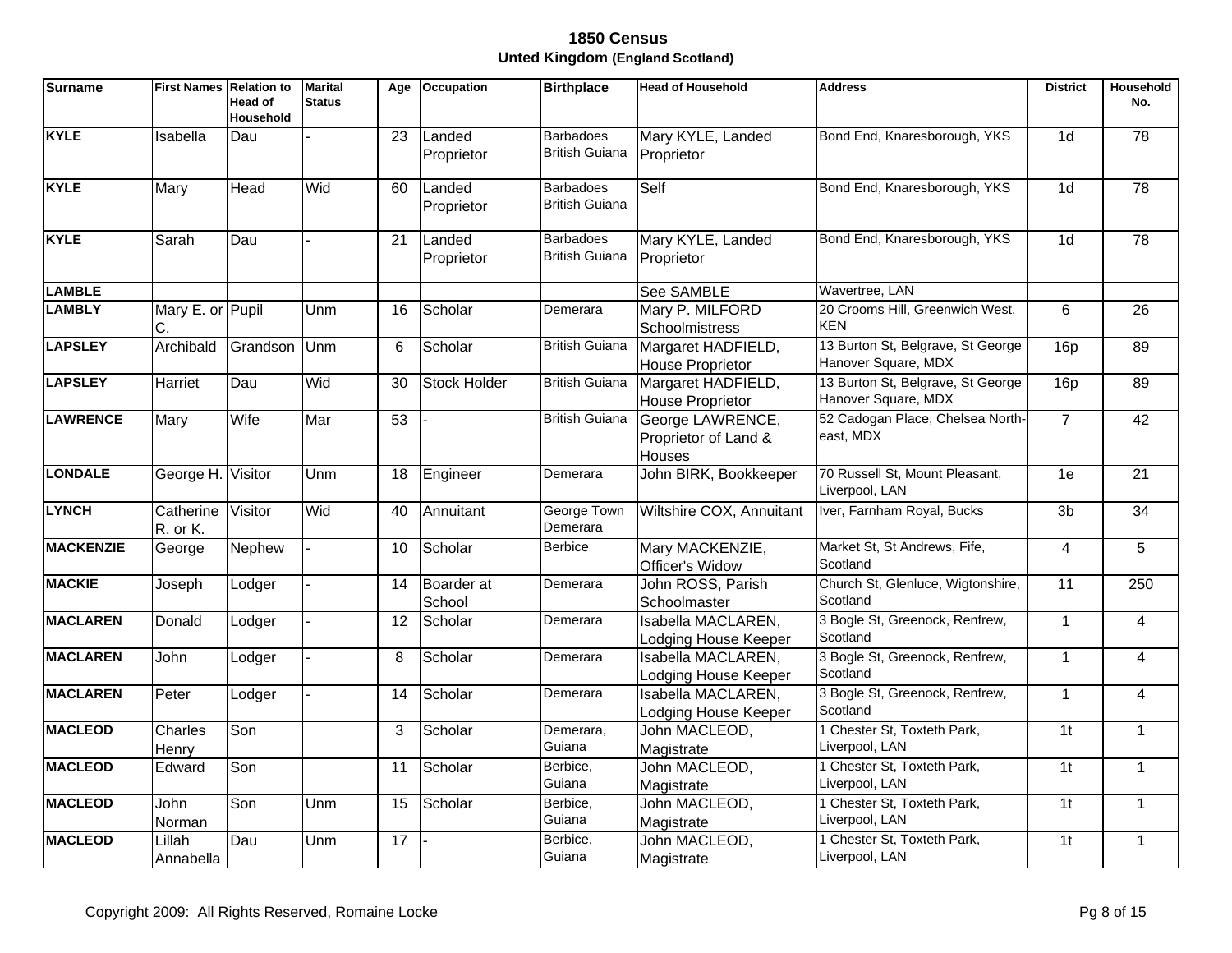## 1850 Census
### Unted Kingdom (England Scotland)

| Surname | First Names | Relation to Head of Household | Marital Status | Age | Occupation | Birthplace | Head of Household | Address | District | Household No. |
|---|---|---|---|---|---|---|---|---|---|---|
| **KYLE** | Isabella | Dau | - | 23 | Landed Proprietor | Barbadoes British Guiana | Mary KYLE, Landed Proprietor | Bond End, Knaresborough, YKS | 1d | 78 |
| **KYLE** | Mary | Head | Wid | 60 | Landed Proprietor | Barbadoes British Guiana | Self | Bond End, Knaresborough, YKS | 1d | 78 |
| **KYLE** | Sarah | Dau | - | 21 | Landed Proprietor | Barbadoes British Guiana | Mary KYLE, Landed Proprietor | Bond End, Knaresborough, YKS | 1d | 78 |
| **LAMBLE** | | | | | | | See SAMBLE | Wavertree, LAN | | |
| **LAMBLY** | Mary E. or C. | Pupil | Unm | 16 | Scholar | Demerara | Mary P. MILFORD Schoolmistress | 20 Crooms Hill, Greenwich West, KEN | 6 | 26 |
| **LAPSLEY** | Archibald | Grandson | Unm | 6 | Scholar | British Guiana | Margaret HADFIELD, House Proprietor | 13 Burton St, Belgrave, St George Hanover Square, MDX | 16p | 89 |
| **LAPSLEY** | Harriet | Dau | Wid | 30 | Stock Holder | British Guiana | Margaret HADFIELD, House Proprietor | 13 Burton St, Belgrave, St George Hanover Square, MDX | 16p | 89 |
| **LAWRENCE** | Mary | Wife | Mar | 53 | - | British Guiana | George LAWRENCE, Proprietor of Land & Houses | 52 Cadogan Place, Chelsea North-east, MDX | 7 | 42 |
| **LONDALE** | George H. | Visitor | Unm | 18 | Engineer | Demerara | John BIRK, Bookkeeper | 70 Russell St, Mount Pleasant, Liverpool, LAN | 1e | 21 |
| **LYNCH** | Catherine R. or K. | Visitor | Wid | 40 | Annuitant | George Town Demerara | Wiltshire COX, Annuitant | Iver, Farnham Royal, Bucks | 3b | 34 |
| **MACKENZIE** | George | Nephew | - | 10 | Scholar | Berbice | Mary MACKENZIE, Officer's Widow | Market St, St Andrews, Fife, Scotland | 4 | 5 |
| **MACKIE** | Joseph | Lodger | - | 14 | Boarder at School | Demerara | John ROSS, Parish Schoolmaster | Church St, Glenluce, Wigtonshire, Scotland | 11 | 250 |
| **MACLAREN** | Donald | Lodger | - | 12 | Scholar | Demerara | Isabella MACLAREN, Lodging House Keeper | 3 Bogle St, Greenock, Renfrew, Scotland | 1 | 4 |
| **MACLAREN** | John | Lodger | - | 8 | Scholar | Demerara | Isabella MACLAREN, Lodging House Keeper | 3 Bogle St, Greenock, Renfrew, Scotland | 1 | 4 |
| **MACLAREN** | Peter | Lodger | - | 14 | Scholar | Demerara | Isabella MACLAREN, Lodging House Keeper | 3 Bogle St, Greenock, Renfrew, Scotland | 1 | 4 |
| **MACLEOD** | Charles Henry | Son | | 3 | Scholar | Demerara, Guiana | John MACLEOD, Magistrate | 1 Chester St, Toxteth Park, Liverpool, LAN | 1t | 1 |
| **MACLEOD** | Edward | Son | | 11 | Scholar | Berbice, Guiana | John MACLEOD, Magistrate | 1 Chester St, Toxteth Park, Liverpool, LAN | 1t | 1 |
| **MACLEOD** | John Norman | Son | Unm | 15 | Scholar | Berbice, Guiana | John MACLEOD, Magistrate | 1 Chester St, Toxteth Park, Liverpool, LAN | 1t | 1 |
| **MACLEOD** | Lillah Annabella | Dau | Unm | 17 | - | Berbice, Guiana | John MACLEOD, Magistrate | 1 Chester St, Toxteth Park, Liverpool, LAN | 1t | 1 |

Copyright 2009: All Rights Reserved, Romaine Locke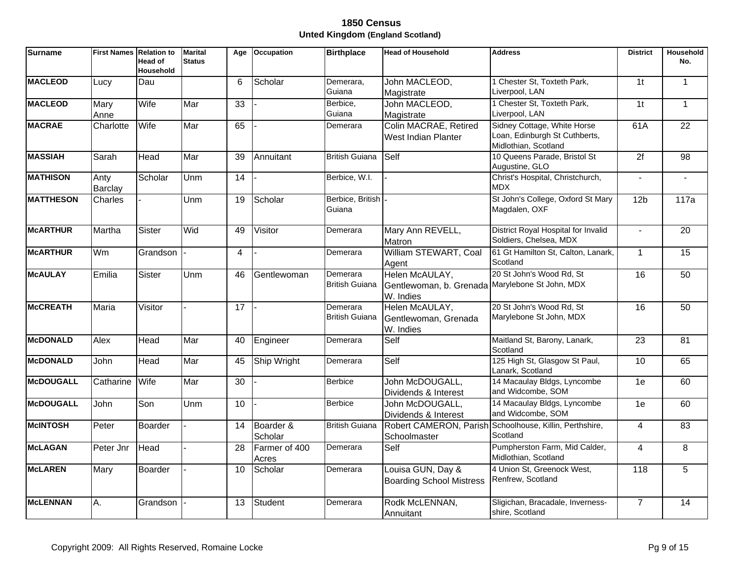# 1850 Census

## Unted Kingdom (England Scotland)

| Surname | First Names | Relation to Head of Household | Marital Status | Age | Occupation | Birthplace | Head of Household | Address | District | Household No. |
|---|---|---|---|---|---|---|---|---|---|---|
| **MACLEOD** | Lucy | Dau | | 6 | Scholar | Demerara, Guiana | John MACLEOD, Magistrate | 1 Chester St, Toxteth Park, Liverpool, LAN | 1t | 1 |
| **MACLEOD** | Mary Anne | Wife | Mar | 33 | - | Berbice, Guiana | John MACLEOD, Magistrate | 1 Chester St, Toxteth Park, Liverpool, LAN | 1t | 1 |
| **MACRAE** | Charlotte | Wife | Mar | 65 | - | Demerara | Colin MACRAE, Retired West Indian Planter | Sidney Cottage, White Horse Loan, Edinburgh St Cuthberts, Midlothian, Scotland | 61A | 22 |
| **MASSIAH** | Sarah | Head | Mar | 39 | Annuitant | British Guiana | Self | 10 Queens Parade, Bristol St Augustine, GLO | 2f | 98 |
| **MATHISON** | Anty Barclay | Scholar | Unm | 14 | - | Berbice, W.I. | - | Christ's Hospital, Christchurch, MDX | - | - |
| **MATTHESON** | Charles | - | Unm | 19 | Scholar | Berbice, British Guiana | - | St John's College, Oxford St Mary Magdalen, OXF | 12b | 117a |
| **McARTHUR** | Martha | Sister | Wid | 49 | Visitor | Demerara | Mary Ann REVELL, Matron | District Royal Hospital for Invalid Soldiers, Chelsea, MDX | - | 20 |
| **McARTHUR** | Wm | Grandson | - | 4 | - | Demerara | William STEWART, Coal Agent | 61 Gt Hamilton St, Calton, Lanark, Scotland | 1 | 15 |
| **McAULAY** | Emilia | Sister | Unm | 46 | Gentlewoman | Demerara British Guiana | Helen McAULAY, Gentlewoman, b. Grenada W. Indies | 20 St John's Wood Rd, St Marylebone St John, MDX | 16 | 50 |
| **McCREATH** | Maria | Visitor | - | 17 | - | Demerara British Guiana | Helen McAULAY, Gentlewoman, Grenada W. Indies | 20 St John's Wood Rd, St Marylebone St John, MDX | 16 | 50 |
| **McDONALD** | Alex | Head | Mar | 40 | Engineer | Demerara | Self | Maitland St, Barony, Lanark, Scotland | 23 | 81 |
| **McDONALD** | John | Head | Mar | 45 | Ship Wright | Demerara | Self | 125 High St, Glasgow St Paul, Lanark, Scotland | 10 | 65 |
| **McDOUGALL** | Catharine | Wife | Mar | 30 | - | Berbice | John McDOUGALL, Dividends & Interest | 14 Macaulay Bldgs, Lyncombe and Widcombe, SOM | 1e | 60 |
| **McDOUGALL** | John | Son | Unm | 10 | - | Berbice | John McDOUGALL, Dividends & Interest | 14 Macaulay Bldgs, Lyncombe and Widcombe, SOM | 1e | 60 |
| **McINTOSH** | Peter | Boarder | - | 14 | Boarder & Scholar | British Guiana | Robert CAMERON, Parish Schoolmaster | Schoolhouse, Killin, Perthshire, Scotland | 4 | 83 |
| **McLAGAN** | Peter Jnr | Head | - | 28 | Farmer of 400 Acres | Demerara | Self | Pumpherston Farm, Mid Calder, Midlothian, Scotland | 4 | 8 |
| **McLAREN** | Mary | Boarder | - | 10 | Scholar | Demerara | Louisa GUN, Day & Boarding School Mistress | 4 Union St, Greenock West, Renfrew, Scotland | 118 | 5 |
| **McLENNAN** | A. | Grandson | - | 13 | Student | Demerara | Rodk McLENNAN, Annuitant | Sligichan, Bracadale, Inverness-shire, Scotland | 7 | 14 |

Copyright 2009: All Rights Reserved, Romaine Locke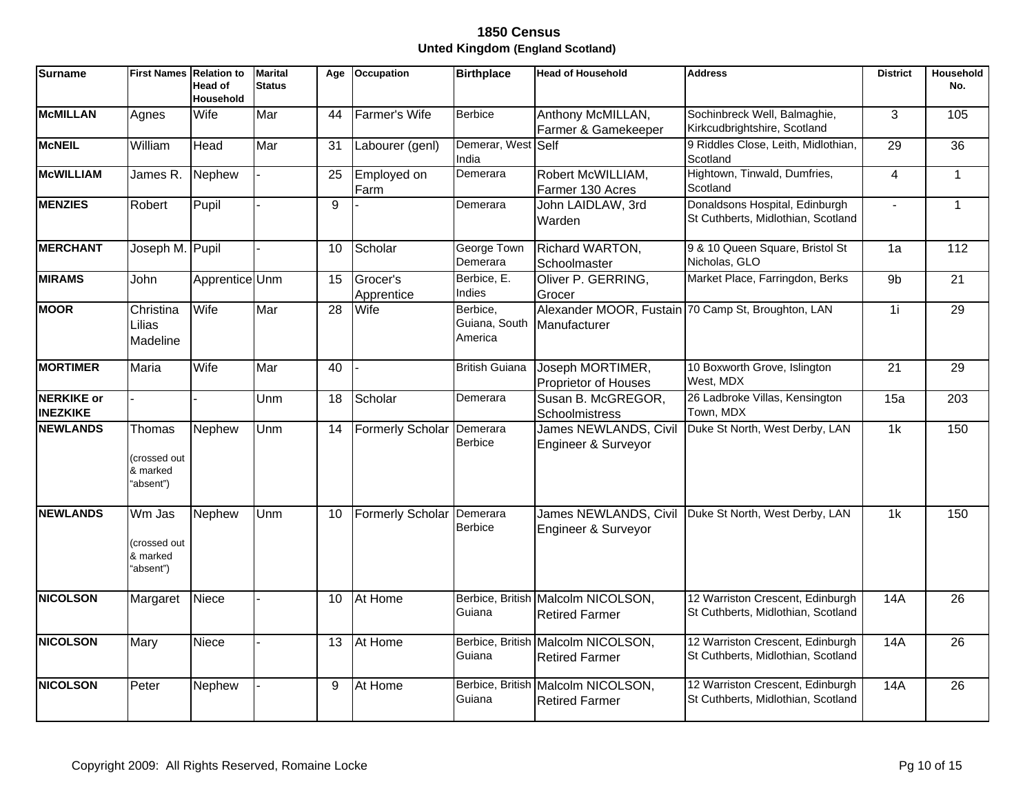# 1850 Census

## Unted Kingdom (England Scotland)

| Surname | First Names | Relation to Head of Household | Marital Status | Age | Occupation | Birthplace | Head of Household | Address | District | Household No. |
|---|---|---|---|---|---|---|---|---|---|---|
| **McMILLAN** | Agnes | Wife | Mar | 44 | Farmer's Wife | Berbice | Anthony McMILLAN, Farmer & Gamekeeper | Sochinbreck Well, Balmaghie, Kirkcudbrightshire, Scotland | 3 | 105 |
| **McNEIL** | William | Head | Mar | 31 | Labourer (genl) | Demerar, West India | Self | 9 Riddles Close, Leith, Midlothian, Scotland | 29 | 36 |
| **McWILLIAM** | James R. | Nephew | - | 25 | Employed on Farm | Demerara | Robert McWILLIAM, Farmer 130 Acres | Hightown, Tinwald, Dumfries, Scotland | 4 | 1 |
| **MENZIES** | Robert | Pupil | - | 9 | - | Demerara | John LAIDLAW, 3rd Warden | Donaldsons Hospital, Edinburgh St Cuthberts, Midlothian, Scotland | - | 1 |
| **MERCHANT** | Joseph M. | Pupil | - | 10 | Scholar | George Town Demerara | Richard WARTON, Schoolmaster | 9 & 10 Queen Square, Bristol St Nicholas, GLO | 1a | 112 |
| **MIRAMS** | John | Apprentice | Unm | 15 | Grocer's Apprentice | Berbice, E. Indies | Oliver P. GERRING, Grocer | Market Place, Farringdon, Berks | 9b | 21 |
| **MOOR** | Christina Lilias Madeline | Wife | Mar | 28 | Wife | Berbice, Guiana, South America | Alexander MOOR, Fustain Manufacturer | 70 Camp St, Broughton, LAN | 1i | 29 |
| **MORTIMER** | Maria | Wife | Mar | 40 | - | British Guiana | Joseph MORTIMER, Proprietor of Houses | 10 Boxworth Grove, Islington West, MDX | 21 | 29 |
| **NERKIKE or INEZKIKE** | - | - | Unm | 18 | Scholar | Demerara | Susan B. McGREGOR, Schoolmistress | 26 Ladbroke Villas, Kensington Town, MDX | 15a | 203 |
| **NEWLANDS** | Thomas (crossed out & marked "absent") | Nephew | Unm | 14 | Formerly Scholar | Demerara Berbice | James NEWLANDS, Civil Engineer & Surveyor | Duke St North, West Derby, LAN | 1k | 150 |
| **NEWLANDS** | Wm Jas (crossed out & marked "absent") | Nephew | Unm | 10 | Formerly Scholar | Demerara Berbice | James NEWLANDS, Civil Engineer & Surveyor | Duke St North, West Derby, LAN | 1k | 150 |
| **NICOLSON** | Margaret | Niece | - | 10 | At Home | Berbice, British Guiana | Malcolm NICOLSON, Retired Farmer | 12 Warriston Crescent, Edinburgh St Cuthberts, Midlothian, Scotland | 14A | 26 |
| **NICOLSON** | Mary | Niece | - | 13 | At Home | Berbice, British Guiana | Malcolm NICOLSON, Retired Farmer | 12 Warriston Crescent, Edinburgh St Cuthberts, Midlothian, Scotland | 14A | 26 |
| **NICOLSON** | Peter | Nephew | - | 9 | At Home | Berbice, British Guiana | Malcolm NICOLSON, Retired Farmer | 12 Warriston Crescent, Edinburgh St Cuthberts, Midlothian, Scotland | 14A | 26 |

Copyright 2009: All Rights Reserved, Romaine Locke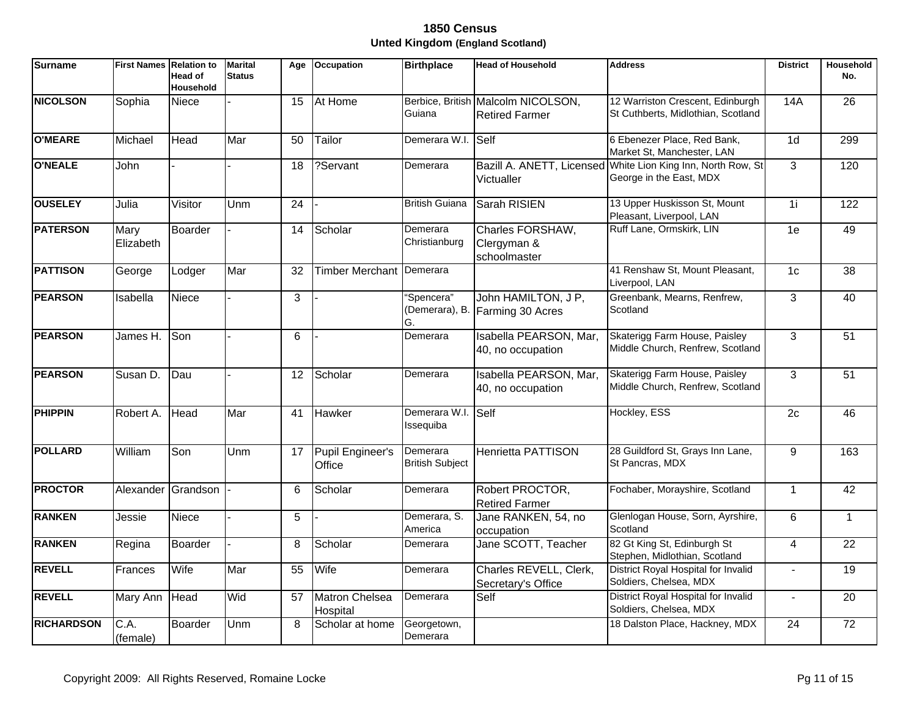# 1850 Census

## Unted Kingdom (England Scotland)

| Surname | First Names | Relation to Head of Household | Marital Status | Age | Occupation | Birthplace | Head of Household | Address | District | Household No. |
|---|---|---|---|---|---|---|---|---|---|---|
| **NICOLSON** | Sophia | Niece | - | 15 | At Home | Berbice, British Guiana | Malcolm NICOLSON, Retired Farmer | 12 Warriston Crescent, Edinburgh St Cuthberts, Midlothian, Scotland | 14A | 26 |
| **O'MEARE** | Michael | Head | Mar | 50 | Tailor | Demerara W.I. | Self | 6 Ebenezer Place, Red Bank, Market St, Manchester, LAN | 1d | 299 |
| **O'NEALE** | John | - | - | 18 | ?Servant | Demerara | Bazill A. ANETT, Licensed Victualler | White Lion King Inn, North Row, St George in the East, MDX | 3 | 120 |
| **OUSELEY** | Julia | Visitor | Unm | 24 | - | British Guiana | Sarah RISIEN | 13 Upper Huskisson St, Mount Pleasant, Liverpool, LAN | 1i | 122 |
| **PATERSON** | Mary Elizabeth | Boarder | - | 14 | Scholar | Demerara Christianburg | Charles FORSHAW, Clergyman & schoolmaster | Ruff Lane, Ormskirk, LIN | 1e | 49 |
| **PATTISON** | George | Lodger | Mar | 32 | Timber Merchant | Demerara | | 41 Renshaw St, Mount Pleasant, Liverpool, LAN | 1c | 38 |
| **PEARSON** | Isabella | Niece | - | 3 | - | "Spencera" (Demerara), B. G. | John HAMILTON, J P, Farming 30 Acres | Greenbank, Mearns, Renfrew, Scotland | 3 | 40 |
| **PEARSON** | James H. | Son | - | 6 | - | Demerara | Isabella PEARSON, Mar, 40, no occupation | Skaterigg Farm House, Paisley Middle Church, Renfrew, Scotland | 3 | 51 |
| **PEARSON** | Susan D. | Dau | - | 12 | Scholar | Demerara | Isabella PEARSON, Mar, 40, no occupation | Skaterigg Farm House, Paisley Middle Church, Renfrew, Scotland | 3 | 51 |
| **PHIPPIN** | Robert A. | Head | Mar | 41 | Hawker | Demerara W.I. Issequiba | Self | Hockley, ESS | 2c | 46 |
| **POLLARD** | William | Son | Unm | 17 | Pupil Engineer's Office | Demerara British Subject | Henrietta PATTISON | 28 Guildford St, Grays Inn Lane, St Pancras, MDX | 9 | 163 |
| **PROCTOR** | Alexander | Grandson | - | 6 | Scholar | Demerara | Robert PROCTOR, Retired Farmer | Fochaber, Morayshire, Scotland | 1 | 42 |
| **RANKEN** | Jessie | Niece | - | 5 | - | Demerara, S. America | Jane RANKEN, 54, no occupation | Glenlogan House, Sorn, Ayrshire, Scotland | 6 | 1 |
| **RANKEN** | Regina | Boarder | - | 8 | Scholar | Demerara | Jane SCOTT, Teacher | 82 Gt King St, Edinburgh St Stephen, Midlothian, Scotland | 4 | 22 |
| **REVELL** | Frances | Wife | Mar | 55 | Wife | Demerara | Charles REVELL, Clerk, Secretary's Office | District Royal Hospital for Invalid Soldiers, Chelsea, MDX | - | 19 |
| **REVELL** | Mary Ann | Head | Wid | 57 | Matron Chelsea Hospital | Demerara | Self | District Royal Hospital for Invalid Soldiers, Chelsea, MDX | - | 20 |
| **RICHARDSON** | C.A. (female) | Boarder | Unm | 8 | Scholar at home | Georgetown, Demerara | | 18 Dalston Place, Hackney, MDX | 24 | 72 |

Copyright 2009: All Rights Reserved, Romaine Locke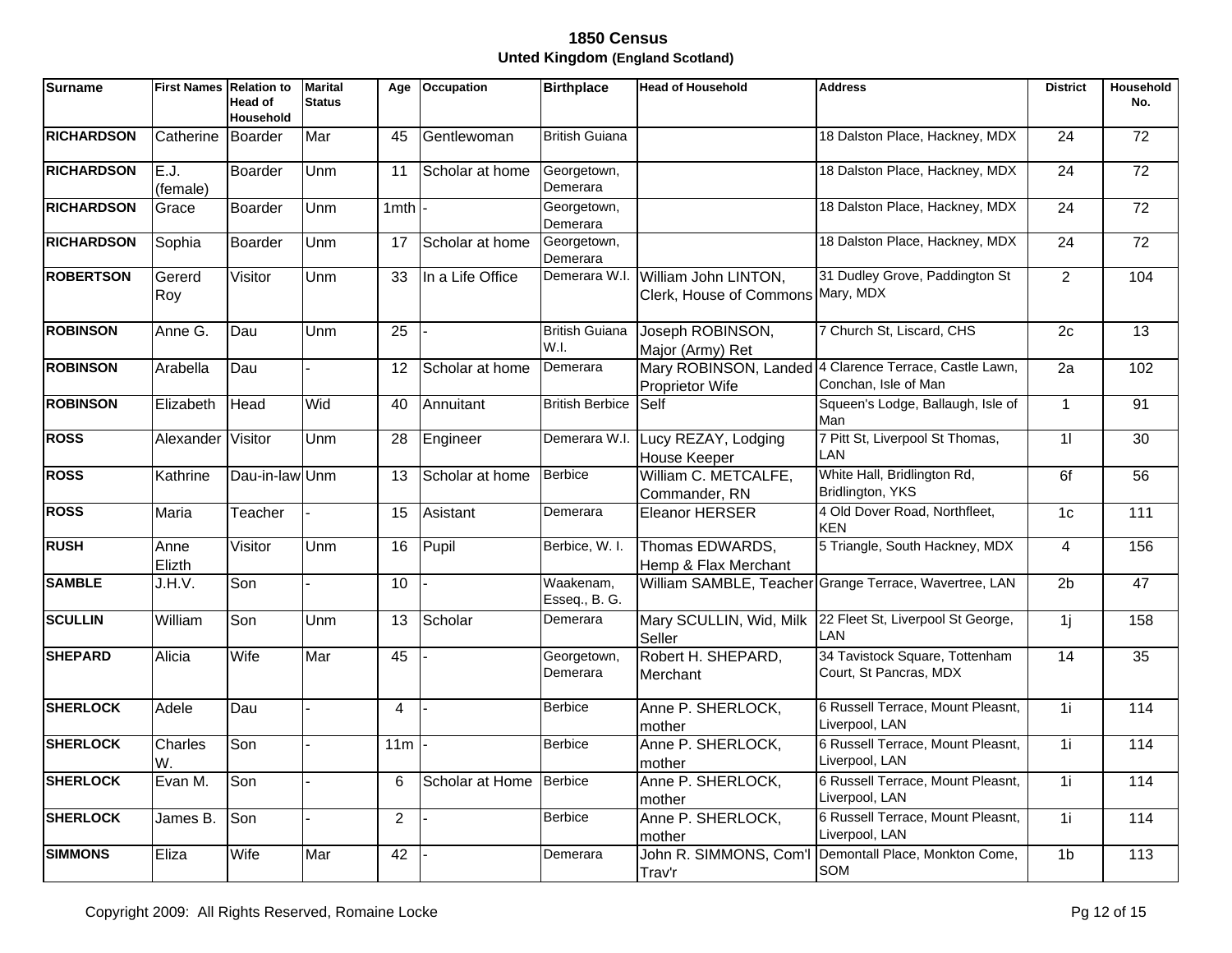# 1850 Census

**Unted Kingdom (England Scotland)**

| Surname | First Names | Relation to Head of Household | Marital Status | Age | Occupation | Birthplace | Head of Household | Address | District | Household No. |
|---|---|---|---|---|---|---|---|---|---|---|
| **RICHARDSON** | Catherine | Boarder | Mar | 45 | Gentlewoman | British Guiana | | 18 Dalston Place, Hackney, MDX | 24 | 72 |
| **RICHARDSON** | E.J. (female) | Boarder | Unm | 11 | Scholar at home | Georgetown, Demerara | | 18 Dalston Place, Hackney, MDX | 24 | 72 |
| **RICHARDSON** | Grace | Boarder | Unm | 1mth | - | Georgetown, Demerara | | 18 Dalston Place, Hackney, MDX | 24 | 72 |
| **RICHARDSON** | Sophia | Boarder | Unm | 17 | Scholar at home | Georgetown, Demerara | | 18 Dalston Place, Hackney, MDX | 24 | 72 |
| **ROBERTSON** | Gererd Roy | Visitor | Unm | 33 | In a Life Office | Demerara W.I. | William John LINTON, Clerk, House of Commons | 31 Dudley Grove, Paddington St Mary, MDX | 2 | 104 |
| **ROBINSON** | Anne G. | Dau | Unm | 25 | - | British Guiana W.I. | Joseph ROBINSON, Major (Army) Ret | 7 Church St, Liscard, CHS | 2c | 13 |
| **ROBINSON** | Arabella | Dau | - | 12 | Scholar at home | Demerara | Mary ROBINSON, Landed Proprietor Wife | 4 Clarence Terrace, Castle Lawn, Conchan, Isle of Man | 2a | 102 |
| **ROBINSON** | Elizabeth | Head | Wid | 40 | Annuitant | British Berbice | Self | Squeen's Lodge, Ballaugh, Isle of Man | 1 | 91 |
| **ROSS** | Alexander | Visitor | Unm | 28 | Engineer | Demerara W.I. | Lucy REZAY, Lodging House Keeper | 7 Pitt St, Liverpool St Thomas, LAN | 1l | 30 |
| **ROSS** | Kathrine | Dau-in-law | Unm | 13 | Scholar at home | Berbice | William C. METCALFE, Commander, RN | White Hall, Bridlington Rd, Bridlington, YKS | 6f | 56 |
| **ROSS** | Maria | Teacher | - | 15 | Asistant | Demerara | Eleanor HERSER | 4 Old Dover Road, Northfleet, KEN | 1c | 111 |
| **RUSH** | Anne Elizth | Visitor | Unm | 16 | Pupil | Berbice, W. I. | Thomas EDWARDS, Hemp & Flax Merchant | 5 Triangle, South Hackney, MDX | 4 | 156 |
| **SAMBLE** | J.H.V. | Son | - | 10 | - | Waakenam, Esseq., B. G. | William SAMBLE, Teacher | Grange Terrace, Wavertree, LAN | 2b | 47 |
| **SCULLIN** | William | Son | Unm | 13 | Scholar | Demerara | Mary SCULLIN, Wid, Milk Seller | 22 Fleet St, Liverpool St George, LAN | 1j | 158 |
| **SHEPARD** | Alicia | Wife | Mar | 45 | - | Georgetown, Demerara | Robert H. SHEPARD, Merchant | 34 Tavistock Square, Tottenham Court, St Pancras, MDX | 14 | 35 |
| **SHERLOCK** | Adele | Dau | - | 4 | - | Berbice | Anne P. SHERLOCK, mother | 6 Russell Terrace, Mount Pleasnt, Liverpool, LAN | 1i | 114 |
| **SHERLOCK** | Charles W. | Son | - | 11m | - | Berbice | Anne P. SHERLOCK, mother | 6 Russell Terrace, Mount Pleasnt, Liverpool, LAN | 1i | 114 |
| **SHERLOCK** | Evan M. | Son | - | 6 | Scholar at Home | Berbice | Anne P. SHERLOCK, mother | 6 Russell Terrace, Mount Pleasnt, Liverpool, LAN | 1i | 114 |
| **SHERLOCK** | James B. | Son | - | 2 | - | Berbice | Anne P. SHERLOCK, mother | 6 Russell Terrace, Mount Pleasnt, Liverpool, LAN | 1i | 114 |
| **SIMMONS** | Eliza | Wife | Mar | 42 | - | Demerara | John R. SIMMONS, Com'l Trav'r | Demontall Place, Monkton Come, SOM | 1b | 113 |

Copyright 2009: All Rights Reserved, Romaine Locke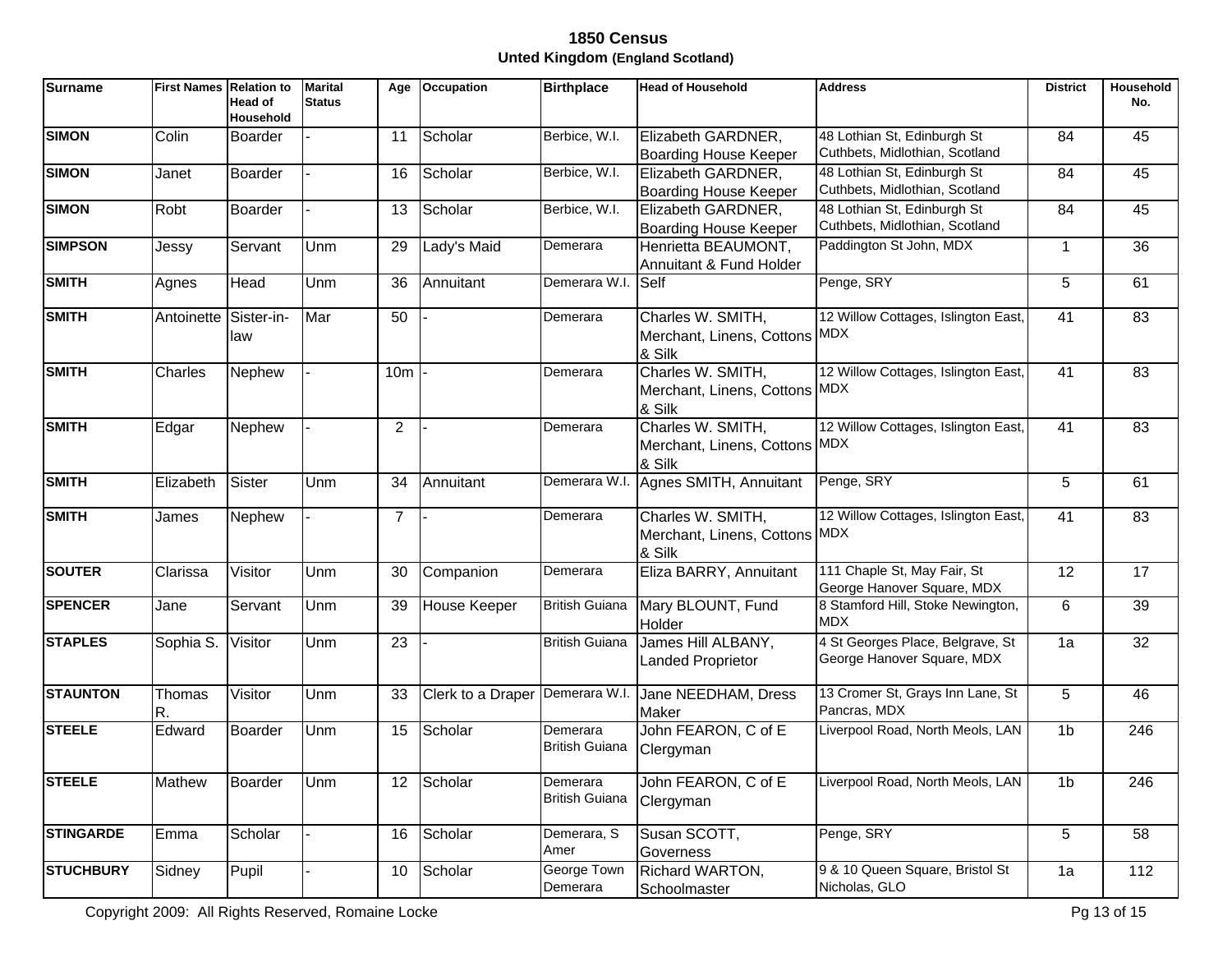# 1850 Census

## Unted Kingdom (England Scotland)

| Surname | First Names | Relation to Head of Household | Marital Status | Age | Occupation | Birthplace | Head of Household | Address | District | Household No. |
|---|---|---|---|---|---|---|---|---|---|---|
| **SIMON** | Colin | Boarder | - | 11 | Scholar | Berbice, W.I. | Elizabeth GARDNER, Boarding House Keeper | 48 Lothian St, Edinburgh St Cuthbets, Midlothian, Scotland | 84 | 45 |
| **SIMON** | Janet | Boarder | - | 16 | Scholar | Berbice, W.I. | Elizabeth GARDNER, Boarding House Keeper | 48 Lothian St, Edinburgh St Cuthbets, Midlothian, Scotland | 84 | 45 |
| **SIMON** | Robt | Boarder | - | 13 | Scholar | Berbice, W.I. | Elizabeth GARDNER, Boarding House Keeper | 48 Lothian St, Edinburgh St Cuthbets, Midlothian, Scotland | 84 | 45 |
| **SIMPSON** | Jessy | Servant | Unm | 29 | Lady's Maid | Demerara | Henrietta BEAUMONT, Annuitant & Fund Holder | Paddington St John, MDX | 1 | 36 |
| **SMITH** | Agnes | Head | Unm | 36 | Annuitant | Demerara W.I. | Self | Penge, SRY | 5 | 61 |
| **SMITH** | Antoinette | Sister-in-law | Mar | 50 | - | Demerara | Charles W. SMITH, Merchant, Linens, Cottons & Silk | 12 Willow Cottages, Islington East, MDX | 41 | 83 |
| **SMITH** | Charles | Nephew | - | 10m | - | Demerara | Charles W. SMITH, Merchant, Linens, Cottons & Silk | 12 Willow Cottages, Islington East, MDX | 41 | 83 |
| **SMITH** | Edgar | Nephew | - | 2 | - | Demerara | Charles W. SMITH, Merchant, Linens, Cottons & Silk | 12 Willow Cottages, Islington East, MDX | 41 | 83 |
| **SMITH** | Elizabeth | Sister | Unm | 34 | Annuitant | Demerara W.I. | Agnes SMITH, Annuitant | Penge, SRY | 5 | 61 |
| **SMITH** | James | Nephew | - | 7 | - | Demerara | Charles W. SMITH, Merchant, Linens, Cottons & Silk | 12 Willow Cottages, Islington East, MDX | 41 | 83 |
| **SOUTER** | Clarissa | Visitor | Unm | 30 | Companion | Demerara | Eliza BARRY, Annuitant | 111 Chaple St, May Fair, St George Hanover Square, MDX | 12 | 17 |
| **SPENCER** | Jane | Servant | Unm | 39 | House Keeper | British Guiana | Mary BLOUNT, Fund Holder | 8 Stamford Hill, Stoke Newington, MDX | 6 | 39 |
| **STAPLES** | Sophia S. | Visitor | Unm | 23 | - | British Guiana | James Hill ALBANY, Landed Proprietor | 4 St Georges Place, Belgrave, St George Hanover Square, MDX | 1a | 32 |
| **STAUNTON** | Thomas R. | Visitor | Unm | 33 | Clerk to a Draper | Demerara W.I. | Jane NEEDHAM, Dress Maker | 13 Cromer St, Grays Inn Lane, St Pancras, MDX | 5 | 46 |
| **STEELE** | Edward | Boarder | Unm | 15 | Scholar | Demerara British Guiana | John FEARON, C of E Clergyman | Liverpool Road, North Meols, LAN | 1b | 246 |
| **STEELE** | Mathew | Boarder | Unm | 12 | Scholar | Demerara British Guiana | John FEARON, C of E Clergyman | Liverpool Road, North Meols, LAN | 1b | 246 |
| **STINGARDE** | Emma | Scholar | - | 16 | Scholar | Demerara, S Amer | Susan SCOTT, Governess | Penge, SRY | 5 | 58 |
| **STUCHBURY** | Sidney | Pupil | - | 10 | Scholar | George Town Demerara | Richard WARTON, Schoolmaster | 9 & 10 Queen Square, Bristol St Nicholas, GLO | 1a | 112 |

Copyright 2009: All Rights Reserved, Romaine Locke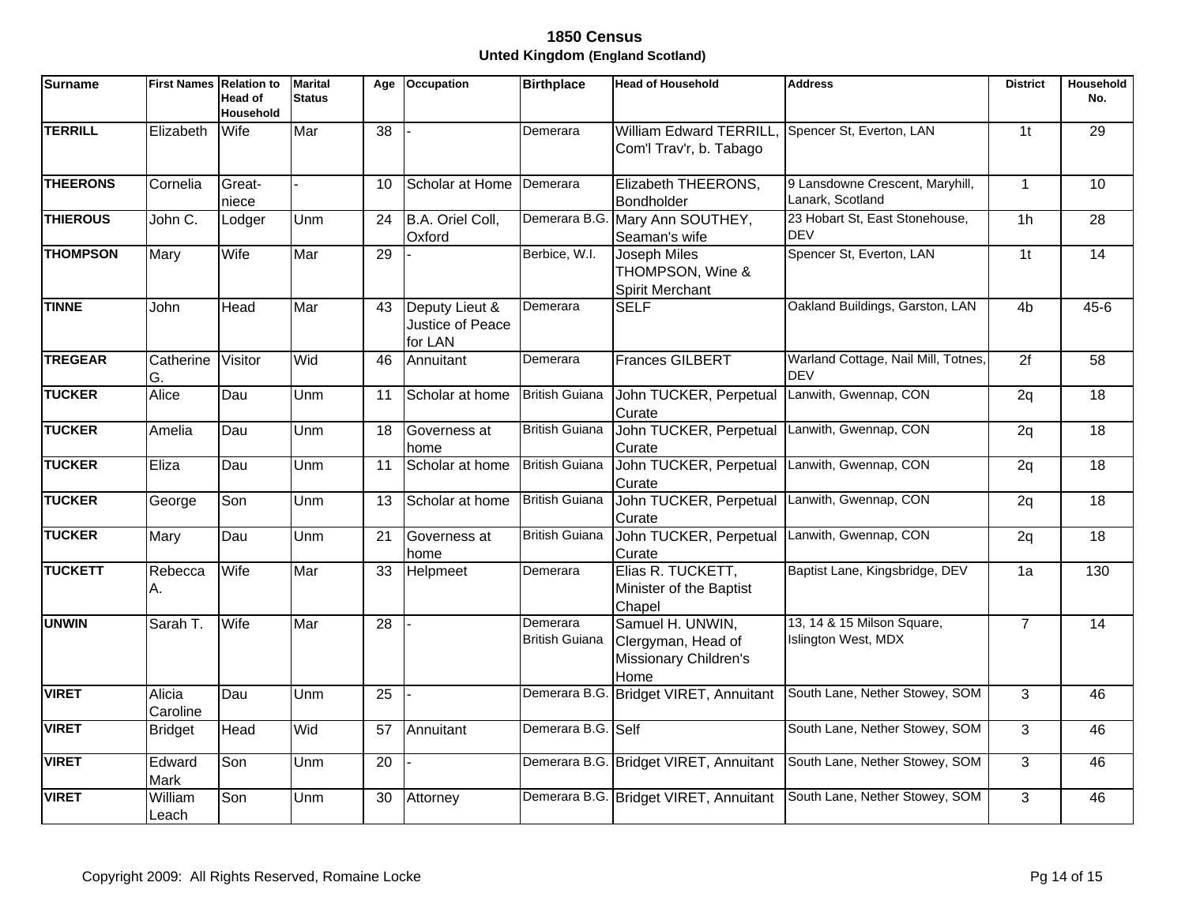# 1850 Census

## Unted Kingdom (England Scotland)

| Surname | First Names | Relation to Head of Household | Marital Status | Age | Occupation | Birthplace | Head of Household | Address | District | Household No. |
|---|---|---|---|---|---|---|---|---|---|---|
| **TERRILL** | Elizabeth | Wife | Mar | 38 | - | Demerara | William Edward TERRILL, Com'l Trav'r, b. Tabago | Spencer St, Everton, LAN | 1t | 29 |
| **THEERONS** | Cornelia | Great-niece | - | 10 | Scholar at Home | Demerara | Elizabeth THEERONS, Bondholder | 9 Lansdowne Crescent, Maryhill, Lanark, Scotland | 1 | 10 |
| **THIEROUS** | John C. | Lodger | Unm | 24 | B.A. Oriel Coll, Oxford | Demerara B.G. | Mary Ann SOUTHEY, Seaman's wife | 23 Hobart St, East Stonehouse, DEV | 1h | 28 |
| **THOMPSON** | Mary | Wife | Mar | 29 | - | Berbice, W.I. | Joseph Miles THOMPSON, Wine & Spirit Merchant | Spencer St, Everton, LAN | 1t | 14 |
| **TINNE** | John | Head | Mar | 43 | Deputy Lieut & Justice of Peace for LAN | Demerara | SELF | Oakland Buildings, Garston, LAN | 4b | 45-6 |
| **TREGEAR** | Catherine G. | Visitor | Wid | 46 | Annuitant | Demerara | Frances GILBERT | Warland Cottage, Nail Mill, Totnes, DEV | 2f | 58 |
| **TUCKER** | Alice | Dau | Unm | 11 | Scholar at home | British Guiana | John TUCKER, Perpetual Curate | Lanwith, Gwennap, CON | 2q | 18 |
| **TUCKER** | Amelia | Dau | Unm | 18 | Governess at home | British Guiana | John TUCKER, Perpetual Curate | Lanwith, Gwennap, CON | 2q | 18 |
| **TUCKER** | Eliza | Dau | Unm | 11 | Scholar at home | British Guiana | John TUCKER, Perpetual Curate | Lanwith, Gwennap, CON | 2q | 18 |
| **TUCKER** | George | Son | Unm | 13 | Scholar at home | British Guiana | John TUCKER, Perpetual Curate | Lanwith, Gwennap, CON | 2q | 18 |
| **TUCKER** | Mary | Dau | Unm | 21 | Governess at home | British Guiana | John TUCKER, Perpetual Curate | Lanwith, Gwennap, CON | 2q | 18 |
| **TUCKETT** | Rebecca A. | Wife | Mar | 33 | Helpmeet | Demerara | Elias R. TUCKETT, Minister of the Baptist Chapel | Baptist Lane, Kingsbridge, DEV | 1a | 130 |
| **UNWIN** | Sarah T. | Wife | Mar | 28 | - | Demerara British Guiana | Samuel H. UNWIN, Clergyman, Head of Missionary Children's Home | 13, 14 & 15 Milson Square, Islington West, MDX | 7 | 14 |
| **VIRET** | Alicia Caroline | Dau | Unm | 25 | - | Demerara B.G. | Bridget VIRET, Annuitant | South Lane, Nether Stowey, SOM | 3 | 46 |
| **VIRET** | Bridget | Head | Wid | 57 | Annuitant | Demerara B.G. | Self | South Lane, Nether Stowey, SOM | 3 | 46 |
| **VIRET** | Edward Mark | Son | Unm | 20 | - | Demerara B.G. | Bridget VIRET, Annuitant | South Lane, Nether Stowey, SOM | 3 | 46 |
| **VIRET** | William Leach | Son | Unm | 30 | Attorney | Demerara B.G. | Bridget VIRET, Annuitant | South Lane, Nether Stowey, SOM | 3 | 46 |

Copyright 2009: All Rights Reserved, Romaine Locke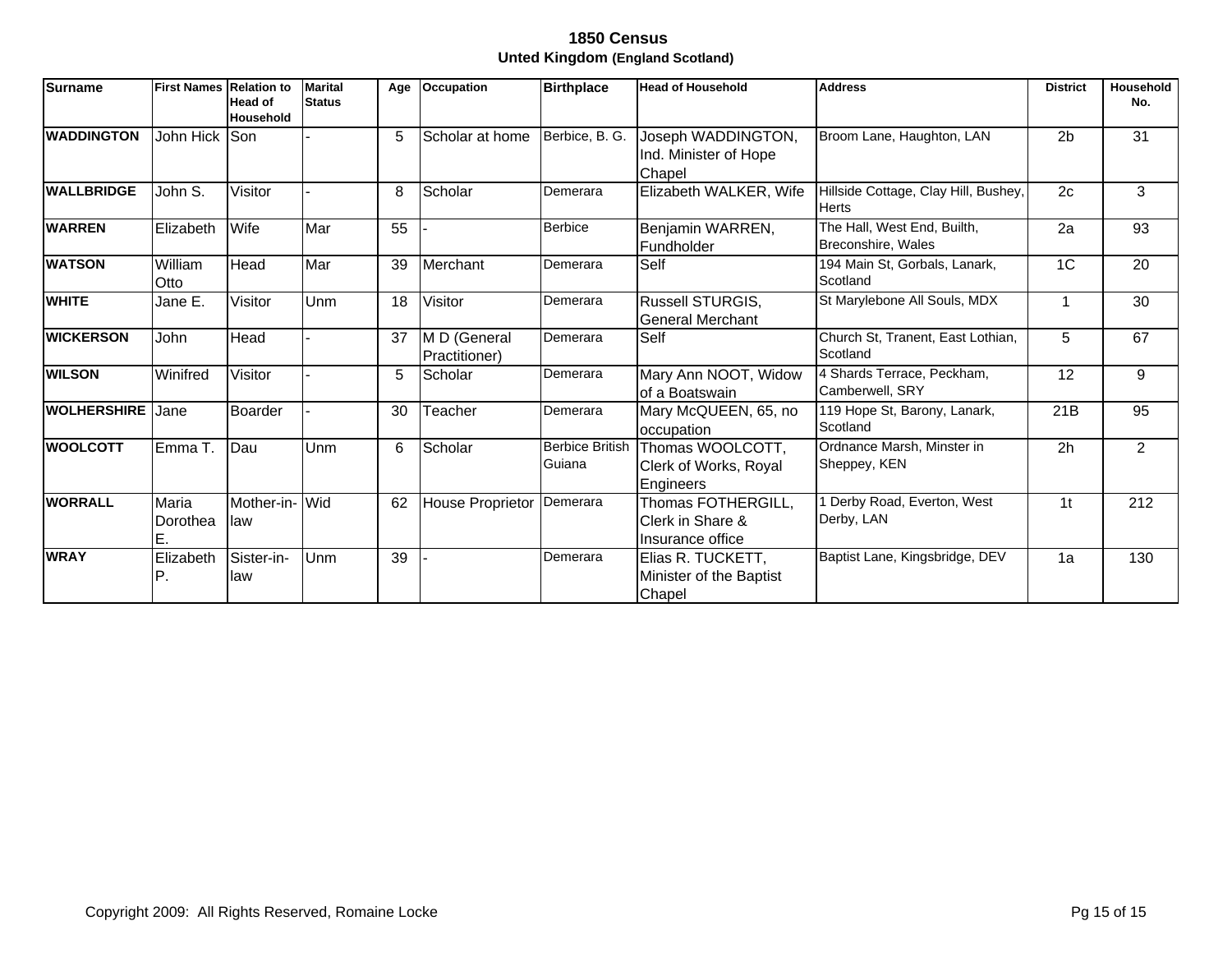# 1850 Census

## Unted Kingdom (England Scotland)

| Surname | First Names | Relation to Head of Household | Marital Status | Age | Occupation | Birthplace | Head of Household | Address | District | Household No. |
|---|---|---|---|---|---|---|---|---|---|---|
| **WADDINGTON** | John Hick | Son | - | 5 | Scholar at home | Berbice, B. G. | Joseph WADDINGTON, Ind. Minister of Hope Chapel | Broom Lane, Haughton, LAN | 2b | 31 |
| **WALLBRIDGE** | John S. | Visitor | - | 8 | Scholar | Demerara | Elizabeth WALKER, Wife | Hillside Cottage, Clay Hill, Bushey, Herts | 2c | 3 |
| **WARREN** | Elizabeth | Wife | Mar | 55 | - | Berbice | Benjamin WARREN, Fundholder | The Hall, West End, Builth, Breconshire, Wales | 2a | 93 |
| **WATSON** | William Otto | Head | Mar | 39 | Merchant | Demerara | Self | 194 Main St, Gorbals, Lanark, Scotland | 1C | 20 |
| **WHITE** | Jane E. | Visitor | Unm | 18 | Visitor | Demerara | Russell STURGIS, General Merchant | St Marylebone All Souls, MDX | 1 | 30 |
| **WICKERSON** | John | Head | - | 37 | M D (General Practitioner) | Demerara | Self | Church St, Tranent, East Lothian, Scotland | 5 | 67 |
| **WILSON** | Winifred | Visitor | - | 5 | Scholar | Demerara | Mary Ann NOOT, Widow of a Boatswain | 4 Shards Terrace, Peckham, Camberwell, SRY | 12 | 9 |
| **WOLHERSHIRE** | Jane | Boarder | - | 30 | Teacher | Demerara | Mary McQUEEN, 65, no occupation | 119 Hope St, Barony, Lanark, Scotland | 21B | 95 |
| **WOOLCOTT** | Emma T. | Dau | Unm | 6 | Scholar | Berbice British Guiana | Thomas WOOLCOTT, Clerk of Works, Royal Engineers | Ordnance Marsh, Minster in Sheppey, KEN | 2h | 2 |
| **WORRALL** | Maria Dorothea E. | Mother-in-law | Wid | 62 | House Proprietor | Demerara | Thomas FOTHERGILL, Clerk in Share & Insurance office | 1 Derby Road, Everton, West Derby, LAN | 1t | 212 |
| **WRAY** | Elizabeth P. | Sister-in-law | Unm | 39 | - | Demerara | Elias R. TUCKETT, Minister of the Baptist Chapel | Baptist Lane, Kingsbridge, DEV | 1a | 130 |

Copyright 2009: All Rights Reserved, Romaine Locke